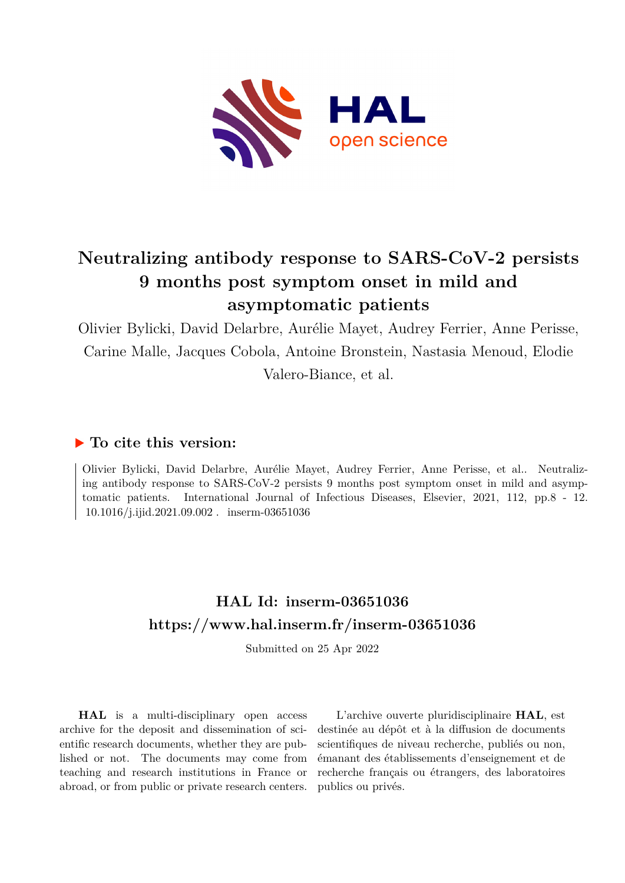# Neutralizing antibody response to SARS-CoV-2 persists 9 months post symptom onset in mild and asymptomatic patients

Olivier Bylicki, David Delarbre, Aurélie Mayet, Audrey Ferrier, Anne Perisse, Carine Malle, Jacques Cobola, Antoine Bronstein, Nastasia Menoud, Elodie Valero-Biance, et al.

## ▶ To cite this version:

Olivier Bylicki, David Delarbre, Aurélie Mayet, Audrey Ferrier, Anne Perisse, et al.. Neutralizing antibody response to SARS-CoV-2 persists 9 months post symptom onset in mild and asymptomatic patients. International Journal of Infectious Diseases, Elsevier, 2021, 112, pp.8 - 12. 10.1016/j.ijid.2021.09.002 . inserm-03651036

## HAL Id: inserm-03651036
## https://www.hal.inserm.fr/inserm-03651036

Submitted on 25 Apr 2022

**HAL** is a multi-disciplinary open access archive for the deposit and dissemination of scientific research documents, whether they are published or not. The documents may come from teaching and research institutions in France or abroad, or from public or private research centers.

L'archive ouverte pluridisciplinaire **HAL**, est destinée au dépôt et à la diffusion de documents scientifiques de niveau recherche, publiés ou non, émanant des établissements d'enseignement et de recherche français ou étrangers, des laboratoires publics ou privés.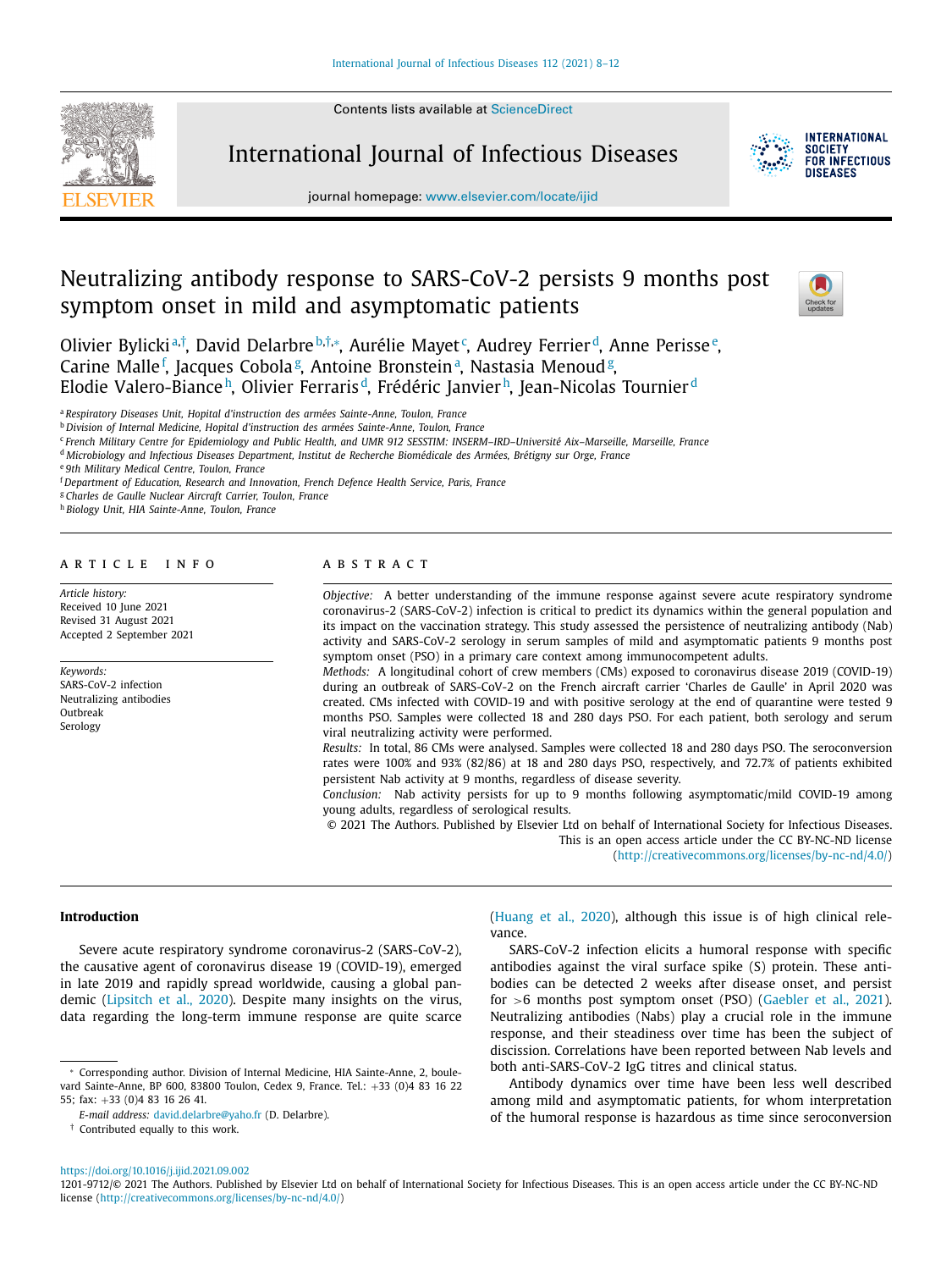# Neutralizing antibody response to SARS-CoV-2 persists 9 months post symptom onset in mild and asymptomatic patients

Olivier Bylicki[a,†], David Delarbre[b,†,*], Aurélie Mayet[c], Audrey Ferrier[d], Anne Perisse[e], Carine Malle[f], Jacques Cobola[g], Antoine Bronstein[a], Nastasia Menoud[g], Elodie Valero-Biance[h], Olivier Ferraris[d], Frédéric Janvier[h], Jean-Nicolas Tournier[d]

[a] Respiratory Diseases Unit, Hopital d'instruction des armées Sainte-Anne, Toulon, France
[b] Division of Internal Medicine, Hopital d'instruction des armées Sainte-Anne, Toulon, France
[c] French Military Centre for Epidemiology and Public Health, and UMR 912 SESSTIM: INSERM–IRD–Université Aix–Marseille, Marseille, France
[d] Microbiology and Infectious Diseases Department, Institut de Recherche Biomédicale des Armées, Brétigny sur Orge, France
[e] 9th Military Medical Centre, Toulon, France
[f] Department of Education, Research and Innovation, French Defence Health Service, Paris, France
[g] Charles de Gaulle Nuclear Aircraft Carrier, Toulon, France
[h] Biology Unit, HIA Sainte-Anne, Toulon, France

## ARTICLE INFO

*Article history:*
Received 10 June 2021
Revised 31 August 2021
Accepted 2 September 2021

*Keywords:*
SARS-CoV-2 infection
Neutralizing antibodies
Outbreak
Serology

## ABSTRACT

*Objective:* A better understanding of the immune response against severe acute respiratory syndrome coronavirus-2 (SARS-CoV-2) infection is critical to predict its dynamics within the general population and its impact on the vaccination strategy. This study assessed the persistence of neutralizing antibody (Nab) activity and SARS-CoV-2 serology in serum samples of mild and asymptomatic patients 9 months post symptom onset (PSO) in a primary care context among immunocompetent adults.

*Methods:* A longitudinal cohort of crew members (CMs) exposed to coronavirus disease 2019 (COVID-19) during an outbreak of SARS-CoV-2 on the French aircraft carrier 'Charles de Gaulle' in April 2020 was created. CMs infected with COVID-19 and with positive serology at the end of quarantine were tested 9 months PSO. Samples were collected 18 and 280 days PSO. For each patient, both serology and serum viral neutralizing activity were performed.

*Results:* In total, 86 CMs were analysed. Samples were collected 18 and 280 days PSO. The seroconversion rates were 100% and 93% (82/86) at 18 and 280 days PSO, respectively, and 72.7% of patients exhibited persistent Nab activity at 9 months, regardless of disease severity.

*Conclusion:* Nab activity persists for up to 9 months following asymptomatic/mild COVID-19 among young adults, regardless of serological results.

© 2021 The Authors. Published by Elsevier Ltd on behalf of International Society for Infectious Diseases. This is an open access article under the CC BY-NC-ND license (http://creativecommons.org/licenses/by-nc-nd/4.0/)

## Introduction

Severe acute respiratory syndrome coronavirus-2 (SARS-CoV-2), the causative agent of coronavirus disease 19 (COVID-19), emerged in late 2019 and rapidly spread worldwide, causing a global pandemic (Lipsitch et al., 2020). Despite many insights on the virus, data regarding the long-term immune response are quite scarce (Huang et al., 2020), although this issue is of high clinical relevance.

SARS-CoV-2 infection elicits a humoral response with specific antibodies against the viral surface spike (S) protein. These antibodies can be detected 2 weeks after disease onset, and persist for >6 months post symptom onset (PSO) (Gaebler et al., 2021). Neutralizing antibodies (Nabs) play a crucial role in the immune response, and their steadiness over time has been the subject of discission. Correlations have been reported between Nab levels and both anti-SARS-CoV-2 IgG titres and clinical status.

Antibody dynamics over time have been less well described among mild and asymptomatic patients, for whom interpretation of the humoral response is hazardous as time since seroconversion

\* Corresponding author. Division of Internal Medicine, HIA Sainte-Anne, 2, boulevard Sainte-Anne, BP 600, 83800 Toulon, Cedex 9, France. Tel.: +33 (0)4 83 16 22 55; fax: +33 (0)4 83 16 26 41.

*E-mail address:* david.delarbre@yaho.fr (D. Delarbre).

† Contributed equally to this work.

https://doi.org/10.1016/j.ijid.2021.09.002
1201-9712/© 2021 The Authors. Published by Elsevier Ltd on behalf of International Society for Infectious Diseases. This is an open access article under the CC BY-NC-ND license (http://creativecommons.org/licenses/by-nc-nd/4.0/)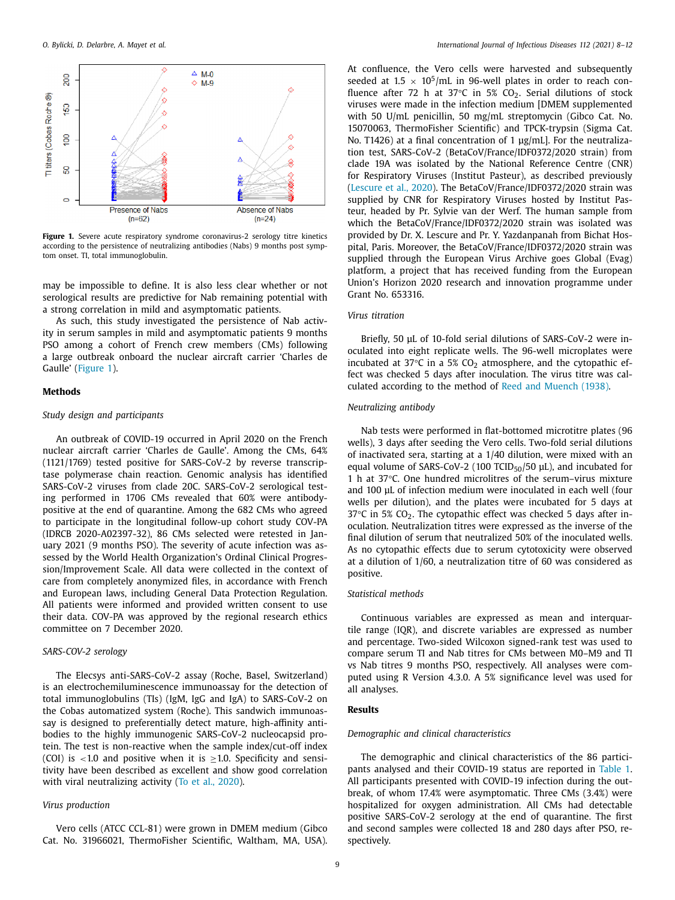**Figure 1.** Severe acute respiratory syndrome coronavirus-2 serology titre kinetics according to the persistence of neutralizing antibodies (Nabs) 9 months post symptom onset. TI, total immunoglobulin.

may be impossible to define. It is also less clear whether or not serological results are predictive for Nab remaining potential with a strong correlation in mild and asymptomatic patients.

As such, this study investigated the persistence of Nab activity in serum samples in mild and asymptomatic patients 9 months PSO among a cohort of French crew members (CMs) following a large outbreak onboard the nuclear aircraft carrier 'Charles de Gaulle' (Figure 1).

## Methods

### *Study design and participants*

An outbreak of COVID-19 occurred in April 2020 on the French nuclear aircraft carrier 'Charles de Gaulle'. Among the CMs, 64% (1121/1769) tested positive for SARS-CoV-2 by reverse transcriptase polymerase chain reaction. Genomic analysis has identified SARS-CoV-2 viruses from clade 20C. SARS-CoV-2 serological testing performed in 1706 CMs revealed that 60% were antibody-positive at the end of quarantine. Among the 682 CMs who agreed to participate in the longitudinal follow-up cohort study COV-PA (IDRCB 2020-A02397-32), 86 CMs selected were retested in January 2021 (9 months PSO). The severity of acute infection was assessed by the World Health Organization's Ordinal Clinical Progression/Improvement Scale. All data were collected in the context of care from completely anonymized files, in accordance with French and European laws, including General Data Protection Regulation. All patients were informed and provided written consent to use their data. COV-PA was approved by the regional research ethics committee on 7 December 2020.

### *SARS-COV-2 serology*

The Elecsys anti-SARS-CoV-2 assay (Roche, Basel, Switzerland) is an electrochemiluminescence immunoassay for the detection of total immunoglobulins (TIs) (IgM, IgG and IgA) to SARS-CoV-2 on the Cobas automatized system (Roche). This sandwich immunoassay is designed to preferentially detect mature, high-affinity antibodies to the highly immunogenic SARS-CoV-2 nucleocapsid protein. The test is non-reactive when the sample index/cut-off index (COI) is <1.0 and positive when it is ≥1.0. Specificity and sensitivity have been described as excellent and show good correlation with viral neutralizing activity (To et al., 2020).

### *Virus production*

Vero cells (ATCC CCL-81) were grown in DMEM medium (Gibco Cat. No. 31966021, ThermoFisher Scientific, Waltham, MA, USA). At confluence, the Vero cells were harvested and subsequently seeded at 1.5 × $10^5$/mL in 96-well plates in order to reach confluence after 72 h at 37°C in 5% $CO_2$. Serial dilutions of stock viruses were made in the infection medium [DMEM supplemented with 50 U/mL penicillin, 50 mg/mL streptomycin (Gibco Cat. No. 15070063, ThermoFisher Scientific) and TPCK-trypsin (Sigma Cat. No. T1426) at a final concentration of 1 µg/mL]. For the neutralization test, SARS-CoV-2 (BetaCoV/France/IDF0372/2020 strain) from clade 19A was isolated by the National Reference Centre (CNR) for Respiratory Viruses (Institut Pasteur), as described previously (Lescure et al., 2020). The BetaCoV/France/IDF0372/2020 strain was supplied by CNR for Respiratory Viruses hosted by Institut Pasteur, headed by Pr. Sylvie van der Werf. The human sample from which the BetaCoV/France/IDF0372/2020 strain was isolated was provided by Dr. X. Lescure and Pr. Y. Yazdanpanah from Bichat Hospital, Paris. Moreover, the BetaCoV/France/IDF0372/2020 strain was supplied through the European Virus Archive goes Global (Evag) platform, a project that has received funding from the European Union's Horizon 2020 research and innovation programme under Grant No. 653316.

### *Virus titration*

Briefly, 50 µL of 10-fold serial dilutions of SARS-CoV-2 were inoculated into eight replicate wells. The 96-well microplates were incubated at 37°C in a 5% $CO_2$ atmosphere, and the cytopathic effect was checked 5 days after inoculation. The virus titre was calculated according to the method of Reed and Muench (1938).

### *Neutralizing antibody*

Nab tests were performed in flat-bottomed microtitre plates (96 wells), 3 days after seeding the Vero cells. Two-fold serial dilutions of inactivated sera, starting at a 1/40 dilution, were mixed with an equal volume of SARS-CoV-2 (100 $TCID_{50}$/50 µL), and incubated for 1 h at 37°C. One hundred microlitres of the serum–virus mixture and 100 µL of infection medium were inoculated in each well (four wells per dilution), and the plates were incubated for 5 days at 37°C in 5% $CO_2$. The cytopathic effect was checked 5 days after inoculation. Neutralization titres were expressed as the inverse of the final dilution of serum that neutralized 50% of the inoculated wells. As no cytopathic effects due to serum cytotoxicity were observed at a dilution of 1/60, a neutralization titre of 60 was considered as positive.

### *Statistical methods*

Continuous variables are expressed as mean and interquartile range (IQR), and discrete variables are expressed as number and percentage. Two-sided Wilcoxon signed-rank test was used to compare serum TI and Nab titres for CMs between M0–M9 and TI vs Nab titres 9 months PSO, respectively. All analyses were computed using R Version 4.3.0. A 5% significance level was used for all analyses.

## Results

### *Demographic and clinical characteristics*

The demographic and clinical characteristics of the 86 participants analysed and their COVID-19 status are reported in Table 1. All participants presented with COVID-19 infection during the outbreak, of whom 17.4% were asymptomatic. Three CMs (3.4%) were hospitalized for oxygen administration. All CMs had detectable positive SARS-CoV-2 serology at the end of quarantine. The first and second samples were collected 18 and 280 days after PSO, respectively.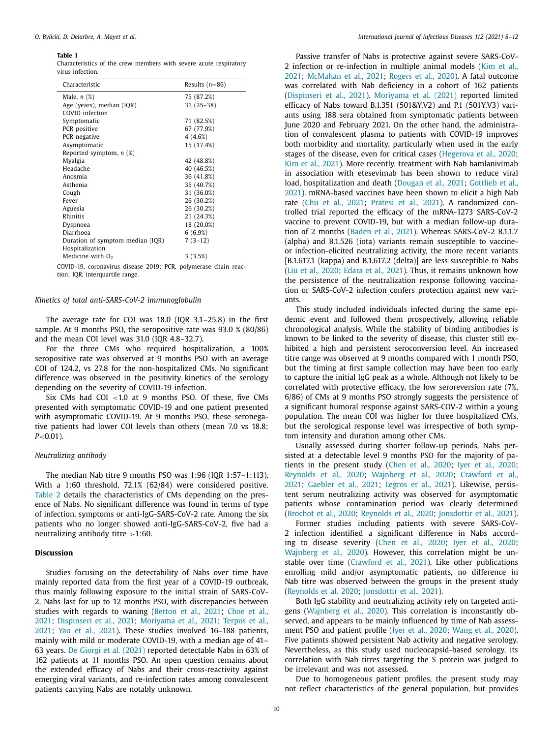**Table 1**
Characteristics of the crew members with severe acute respiratory virus infection.

| Characteristic | Results ($n$=86) |
|---|---|
| Male, $n$ (%) | 75 (87.2%) |
| Age (years), median (IQR) | 31 (25–38) |
| COVID infection | |
| Symptomatic | 71 (82.5%) |
| PCR positive | 67 (77.9%) |
| PCR negative | 4 (4.6%) |
| Asymptomatic | 15 (17.4%) |
| Reported symptom, $n$ (%) | |
| Myalgia | 42 (48.8%) |
| Headache | 40 (46.5%) |
| Anosmia | 36 (41.8%) |
| Asthenia | 35 (40.7%) |
| Cough | 31 (36.0%) |
| Fever | 26 (30.2%) |
| Aguesia | 26 (30.2%) |
| Rhinitis | 21 (24.3%) |
| Dyspnoea | 18 (20.0%) |
| Diarrhoea | 6 (6.9%) |
| Duration of symptom median (IQR) | 7 (3–12) |
| Hospitalization | |
| Medicine with $O_2$ | 3 (3.5%) |

COVID-19, coronavirus disease 2019; PCR, polymerase chain reaction; IQR, interquartile range.

### Kinetics of total anti-SARS-CoV-2 immunoglobulin

The average rate for COI was 18.0 (IQR 3.1–25.8) in the first sample. At 9 months PSO, the seropositive rate was 93.0 % (80/86) and the mean COI level was 31.0 (IQR 4.8–32.7).

For the three CMs who required hospitalization, a 100% seropositive rate was observed at 9 months PSO with an average COI of 124.2, vs 27.8 for the non-hospitalized CMs. No significant difference was observed in the positivity kinetics of the serology depending on the severity of COVID-19 infection.

Six CMs had COI <1.0 at 9 months PSO. Of these, five CMs presented with symptomatic COVID-19 and one patient presented with asymptomatic COVID-19. At 9 months PSO, these seronegative patients had lower COI levels than others (mean 7.0 vs 18.8; $P$<0.01).

### Neutralizing antibody

The median Nab titre 9 months PSO was 1:96 (IQR 1:57–1:113). With a 1:60 threshold, 72.1% (62/84) were considered positive. Table 2 details the characteristics of CMs depending on the presence of Nabs. No significant difference was found in terms of type of infection, symptoms or anti-IgG-SARS-CoV-2 rate. Among the six patients who no longer showed anti-IgG-SARS-CoV-2, five had a neutralizing antibody titre >1:60.

## Discussion

Studies focusing on the detectability of Nabs over time have mainly reported data from the first year of a COVID-19 outbreak, thus mainly following exposure to the initial strain of SARS-CoV-2. Nabs last for up to 12 months PSO, with discrepancies between studies with regards to waning (Betton et al., 2021; Choe et al., 2021; Dispinseri et al., 2021; Moriyama et al., 2021; Terpos et al., 2021; Yao et al., 2021). These studies involved 16–188 patients, mainly with mild or moderate COVID-19, with a median age of 41–63 years. De Giorgi et al. (2021) reported detectable Nabs in 63% of 162 patients at 11 months PSO. An open question remains about the extended efficacy of Nabs and their cross-reactivity against emerging viral variants, and re-infection rates among convalescent patients carrying Nabs are notably unknown.

Passive transfer of Nabs is protective against severe SARS-CoV-2 infection or re-infection in multiple animal models (Kim et al., 2021; McMahan et al., 2021; Rogers et al., 2020). A fatal outcome was correlated with Nab deficiency in a cohort of 162 patients (Dispinseri et al., 2021). Moriyama et al. (2021) reported limited efficacy of Nabs toward B.1.351 (501&Y.V2) and P.1 (501Y.V3) variants using 188 sera obtained from symptomatic patients between June 2020 and February 2021. On the other hand, the administration of convalescent plasma to patients with COVID-19 improves both morbidity and mortality, particularly when used in the early stages of the disease, even for critical cases (Hegerova et al., 2020; Kim et al., 2021). More recently, treatment with Nab bamlanivimab in association with etesevimab has been shown to reduce viral load, hospitalization and death (Dougan et al., 2021; Gottlieb et al., 2021). mRNA-based vaccines have been shown to elicit a high Nab rate (Chu et al., 2021; Pratesi et al., 2021). A randomized controlled trial reported the efficacy of the mRNA-1273 SARS-CoV-2 vaccine to prevent COVID-19, but with a median follow-up duration of 2 months (Baden et al., 2021). Whereas SARS-CoV-2 B.1.1.7 (alpha) and B.1.526 (iota) variants remain susceptible to vaccine- or infection-elicited neutralizing activity, the more recent variants [B.1.617.1 (kappa) and B.1.617.2 (delta)] are less susceptible to Nabs (Liu et al., 2020; Edara et al., 2021). Thus, it remains unknown how the persistence of the neutralization response following vaccination or SARS-CoV-2 infection confers protection against new variants.

This study included individuals infected during the same epidemic event and followed them prospectively, allowing reliable chronological analysis. While the stability of binding antibodies is known to be linked to the severity of disease, this cluster still exhibited a high and persistent seroconversion level. An increased titre range was observed at 9 months compared with 1 month PSO, but the timing at first sample collection may have been too early to capture the initial IgG peak as a whole. Although not likely to be correlated with protective efficacy, the low seroreversion rate (7%, 6/86) of CMs at 9 months PSO strongly suggests the persistence of a significant humoral response against SARS-COV-2 within a young population. The mean COI was higher for three hospitalized CMs, but the serological response level was irrespective of both symptom intensity and duration among other CMs.

Usually assessed during shorter follow-up periods, Nabs persisted at a detectable level 9 months PSO for the majority of patients in the present study (Chen et al., 2020; Iyer et al., 2020; Reynolds et al., 2020; Wajnberg et al., 2020; Crawford et al., 2021; Gaebler et al., 2021; Legros et al., 2021). Likewise, persistent serum neutralizing activity was observed for asymptomatic patients whose contamination period was clearly determined (Brochot et al., 2020; Reynolds et al., 2020; Jonsdottir et al., 2021).

Former studies including patients with severe SARS-CoV-2 infection identified a significant difference in Nabs according to disease severity (Chen et al., 2020; Iyer et al., 2020; Wajnberg et al., 2020). However, this correlation might be unstable over time (Crawford et al., 2021). Like other publications enrolling mild and/or asymptomatic patients, no difference in Nab titre was observed between the groups in the present study (Reynolds et al. 2020; Jonsdottir et al., 2021).

Both IgG stability and neutralizing activity rely on targeted antigens (Wajnberg et al., 2020). This correlation is inconstantly observed, and appears to be mainly influenced by time of Nab assessment PSO and patient profile (Iyer et al., 2020; Wang et al., 2020). Five patients showed persistent Nab activity and negative serology. Nevertheless, as this study used nucleocapsid-based serology, its correlation with Nab titres targeting the S protein was judged to be irrelevant and was not assessed.

Due to homogeneous patient profiles, the present study may not reflect characteristics of the general population, but provides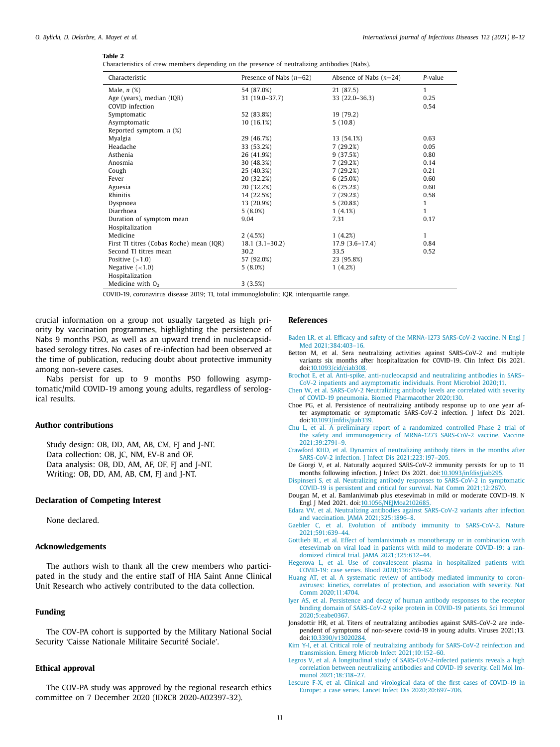**Table 2**
Characteristics of crew members depending on the presence of neutralizing antibodies (Nabs).

| Characteristic | Presence of Nabs ($n$=62) | Absence of Nabs ($n$=24) | $P$-value |
|---|---|---|---|
| Male, $n$ (%) | 54 (87.0%) | 21 (87.5) | 1 |
| Age (years), median (IQR) | 31 (19.0–37.7) | 33 (22.0–36.3) | 0.25 |
| COVID infection | | | 0.54 |
| Symptomatic | 52 (83.8%) | 19 (79.2) | |
| Asymptomatic | 10 (16.1%) | 5 (10.8) | |
| Reported symptom, $n$ (%) | | | |
| Myalgia | 29 (46.7%) | 13 (54.1%) | 0.63 |
| Headache | 33 (53.2%) | 7 (29.2%) | 0.05 |
| Asthenia | 26 (41.9%) | 9 (37.5%) | 0.80 |
| Anosmia | 30 (48.3%) | 7 (29.2%) | 0.14 |
| Cough | 25 (40.3%) | 7 (29.2%) | 0.21 |
| Fever | 20 (32.2%) | 6 (25.0%) | 0.60 |
| Aguesia | 20 (32.2%) | 6 (25.2%) | 0.60 |
| Rhinitis | 14 (22.5%) | 7 (29.2%) | 0.58 |
| Dyspnoea | 13 (20.9%) | 5 (20.8%) | 1 |
| Diarrhoea | 5 (8.0%) | 1 (4.1%) | 1 |
| Duration of symptom mean | 9.04 | 7.31 | 0.17 |
| Hospitalization | | | |
| Medicine | 2 (4.5%) | 1 (4.2%) | 1 |
| First TI titres (Cobas Roche) mean (IQR) | 18.1 (3.1–30.2) | 17.9 (3.6–17.4) | 0.84 |
| Second TI titres mean | 30.2 | 33.5 | 0.52 |
| Positive (>1.0) | 57 (92.0%) | 23 (95.8%) | |
| Negative (<1.0) | 5 (8.0%) | 1 (4.2%) | |
| Hospitalization | | | |
| Medicine with $O_2$ | 3 (3.5%) | | |

COVID-19, coronavirus disease 2019; TI, total immunoglobulin; IQR, interquartile range.

crucial information on a group not usually targeted as high priority by vaccination programmes, highlighting the persistence of Nabs 9 months PSO, as well as an upward trend in nucleocapsid-based serology titres. No cases of re-infection had been observed at the time of publication, reducing doubt about protective immunity among non-severe cases.

Nabs persist for up to 9 months PSO following asymptomatic/mild COVID-19 among young adults, regardless of serological results.

## Author contributions

Study design: OB, DD, AM, AB, CM, FJ and J-NT.
Data collection: OB, JC, NM, EV-B and OF.
Data analysis: OB, DD, AM, AF, OF, FJ and J-NT.
Writing: OB, DD, AM, AB, CM, FJ and J-NT.

## Declaration of Competing Interest

None declared.

## Acknowledgements

The authors wish to thank all the crew members who participated in the study and the entire staff of HIA Saint Anne Clinical Unit Research who actively contributed to the data collection.

## Funding

The COV-PA cohort is supported by the Military National Social Security 'Caisse Nationale Militaire Securité Sociale'.

## Ethical approval

The COV-PA study was approved by the regional research ethics committee on 7 December 2020 (IDRCB 2020-A02397-32).

## References

Baden LR, et al. Efficacy and safety of the MRNA-1273 SARS-CoV-2 vaccine. N Engl J Med 2021;384:403–16.

Betton M, et al. Sera neutralizing activities against SARS-CoV-2 and multiple variants six months after hospitalization for COVID-19. Clin Infect Dis 2021. doi:10.1093/cid/ciab308.

Brochot E, et al. Anti-spike, anti-nucleocapsid and neutralizing antibodies in SARS–CoV-2 inpatients and asymptomatic individuals. Front Microbiol 2020;11.

Chen W, et al. SARS-CoV-2 Neutralizing antibody levels are correlated with severity of COVID-19 pneumonia. Biomed Pharmacother 2020;130.

Choe PG, et al. Persistence of neutralizing antibody response up to one year after asymptomatic or symptomatic SARS-CoV-2 infection. J Infect Dis 2021. doi:10.1093/infdis/jiab339.

Chu L, et al. A preliminary report of a randomized controlled Phase 2 trial of the safety and immunogenicity of MRNA-1273 SARS-CoV-2 vaccine. Vaccine 2021;39:2791–9.

Crawford KHD, et al. Dynamics of neutralizing antibody titers in the months after SARS-CoV-2 infection. J Infect Dis 2021;223:197–205.

De Giorgi V, et al. Naturally acquired SARS-CoV-2 immunity persists for up to 11 months following infection. J Infect Dis 2021. doi:10.1093/infdis/jiab295.

Dispinseri S, et al. Neutralizing antibody responses to SARS-CoV-2 in symptomatic COVID-19 is persistent and critical for survival. Nat Comm 2021;12:2670.

Dougan M, et al. Bamlanivimab plus etesevimab in mild or moderate COVID-19. N Engl J Med 2021. doi:10.1056/NEJMoa2102685.

Edara VV, et al. Neutralizing antibodies against SARS-CoV-2 variants after infection and vaccination. JAMA 2021;325:1896–8.

Gaebler C, et al. Evolution of antibody immunity to SARS-CoV-2. Nature 2021;591:639–44.

Gottlieb RL, et al. Effect of bamlanivimab as monotherapy or in combination with etesevimab on viral load in patients with mild to moderate COVID-19: a randomized clinical trial. JAMA 2021;325:632–44.

Hegerova L, et al. Use of convalescent plasma in hospitalized patients with COVID-19: case series. Blood 2020;136:759–62.

Huang AT, et al. A systematic review of antibody mediated immunity to coronaviruses: kinetics, correlates of protection, and association with severity. Nat Comm 2020;11:4704.

Iyer AS, et al. Persistence and decay of human antibody responses to the receptor binding domain of SARS-CoV-2 spike protein in COVID-19 patients. Sci Immunol 2020;5:eabe0367.

Jonsdottir HR, et al. Titers of neutralizing antibodies against SARS-CoV-2 are independent of symptoms of non-severe covid-19 in young adults. Viruses 2021;13. doi:10.3390/v13020284.

Kim Y-I, et al. Critical role of neutralizing antibody for SARS-CoV-2 reinfection and transmission. Emerg Microb Infect 2021;10:152–60.

Legros V, et al. A longitudinal study of SARS-CoV-2-infected patients reveals a high correlation between neutralizing antibodies and COVID-19 severity. Cell Mol Immunol 2021;18:318–27.

Lescure F-X, et al. Clinical and virological data of the first cases of COVID-19 in Europe: a case series. Lancet Infect Dis 2020;20:697–706.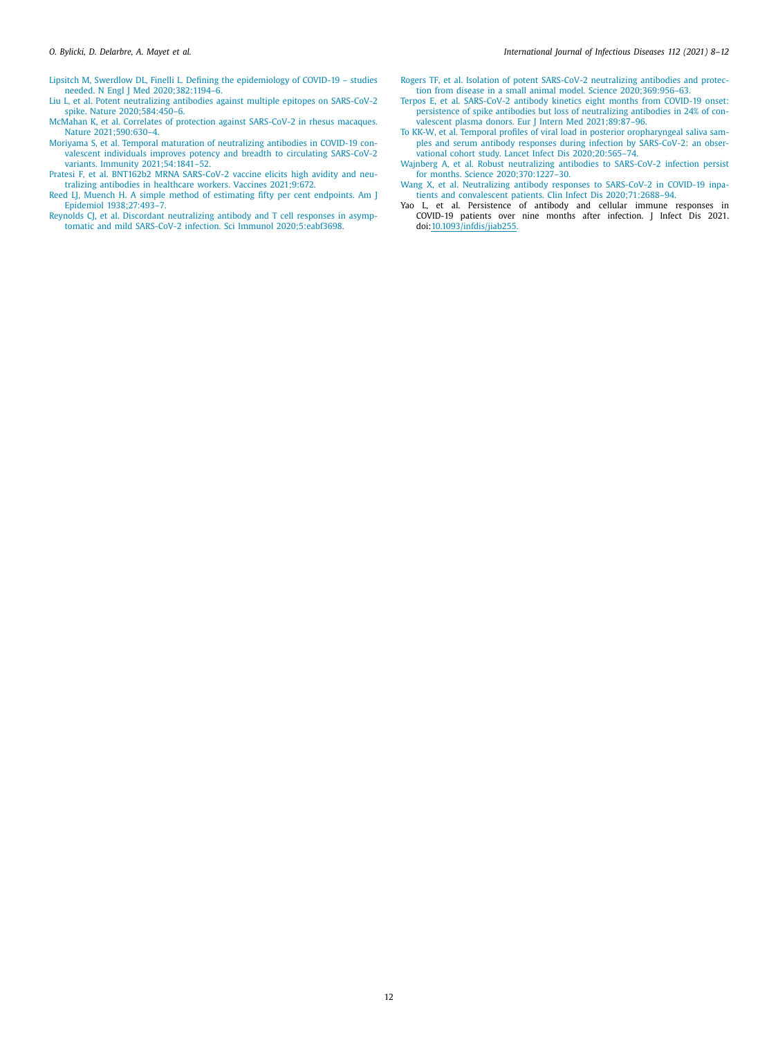Lipsitch M, Swerdlow DL, Finelli L. Defining the epidemiology of COVID-19 – studies needed. N Engl J Med 2020;382:1194–6.

Liu L, et al. Potent neutralizing antibodies against multiple epitopes on SARS-CoV-2 spike. Nature 2020;584:450–6.

McMahan K, et al. Correlates of protection against SARS-CoV-2 in rhesus macaques. Nature 2021;590:630–4.

Moriyama S, et al. Temporal maturation of neutralizing antibodies in COVID-19 convalescent individuals improves potency and breadth to circulating SARS-CoV-2 variants. Immunity 2021;54:1841–52.

Pratesi F, et al. BNT162b2 MRNA SARS-CoV-2 vaccine elicits high avidity and neutralizing antibodies in healthcare workers. Vaccines 2021;9:672.

Reed LJ, Muench H. A simple method of estimating fifty per cent endpoints. Am J Epidemiol 1938;27:493–7.

Reynolds CJ, et al. Discordant neutralizing antibody and T cell responses in asymptomatic and mild SARS-CoV-2 infection. Sci Immunol 2020;5:eabf3698.

Rogers TF, et al. Isolation of potent SARS-CoV-2 neutralizing antibodies and protection from disease in a small animal model. Science 2020;369:956–63.

Terpos E, et al. SARS-CoV-2 antibody kinetics eight months from COVID-19 onset: persistence of spike antibodies but loss of neutralizing antibodies in 24% of convalescent plasma donors. Eur J Intern Med 2021;89:87–96.

To KK-W, et al. Temporal profiles of viral load in posterior oropharyngeal saliva samples and serum antibody responses during infection by SARS-CoV-2: an observational cohort study. Lancet Infect Dis 2020;20:565–74.

Wajnberg A, et al. Robust neutralizing antibodies to SARS-CoV-2 infection persist for months. Science 2020;370:1227–30.

Wang X, et al. Neutralizing antibody responses to SARS-CoV-2 in COVID-19 inpatients and convalescent patients. Clin Infect Dis 2020;71:2688–94.

Yao L, et al. Persistence of antibody and cellular immune responses in COVID-19 patients over nine months after infection. J Infect Dis 2021. doi:10.1093/infdis/jiab255.